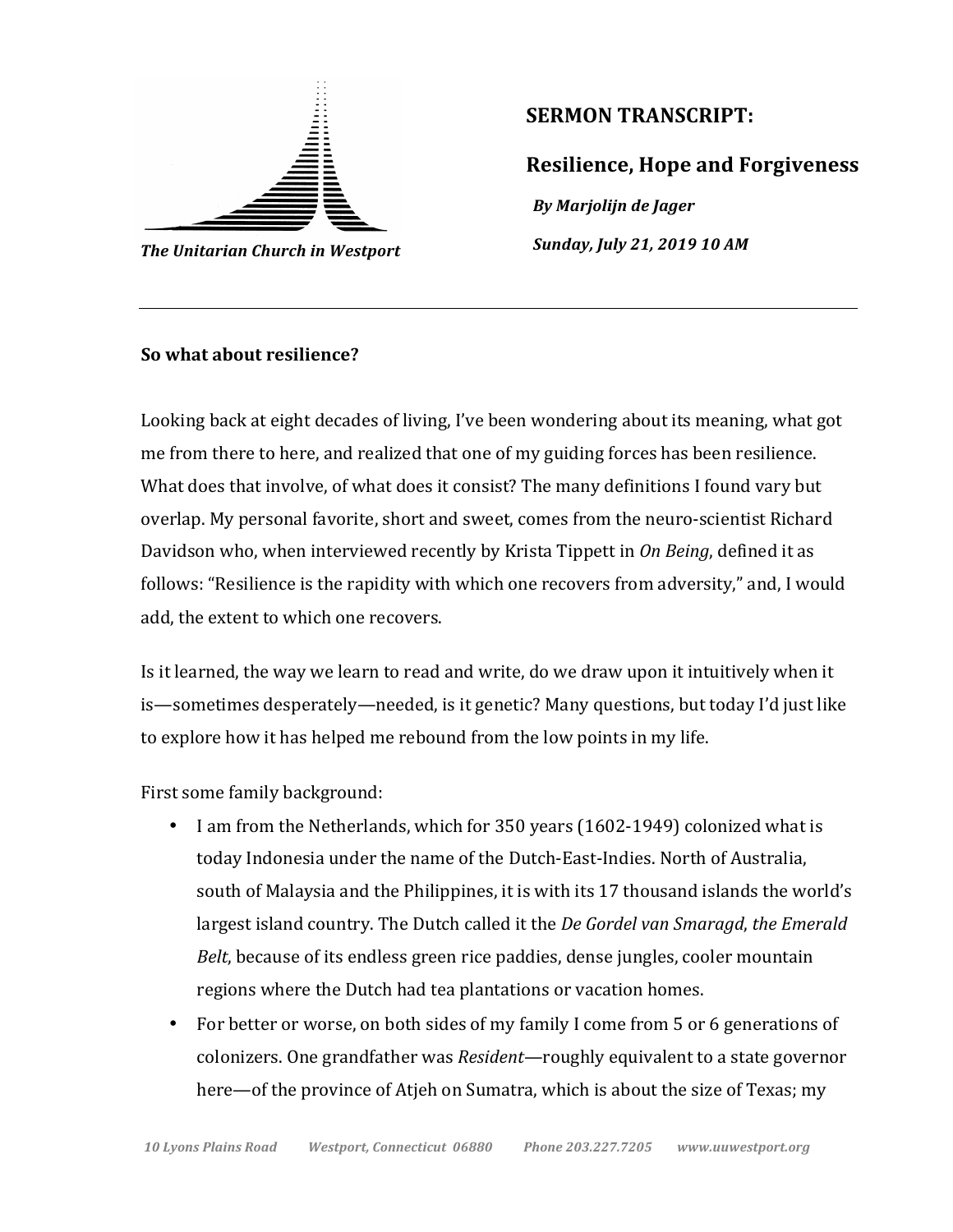The Unitarian Church in Westport

## SERMON TRANSCRIPT:

## Resilience, Hope and Forgiveness

***By Marjolijn de Jager***

***Sunday, July 21, 2019 10 AM***

---

**So what about resilience?**

Looking back at eight decades of living, I've been wondering about its meaning, what got me from there to here, and realized that one of my guiding forces has been resilience. What does that involve, of what does it consist? The many definitions I found vary but overlap. My personal favorite, short and sweet, comes from the neuro-scientist Richard Davidson who, when interviewed recently by Krista Tippett in *On Being*, defined it as follows: "Resilience is the rapidity with which one recovers from adversity," and, I would add, the extent to which one recovers.

Is it learned, the way we learn to read and write, do we draw upon it intuitively when it is—sometimes desperately—needed, is it genetic? Many questions, but today I'd just like to explore how it has helped me rebound from the low points in my life.

First some family background:

- I am from the Netherlands, which for 350 years (1602-1949) colonized what is today Indonesia under the name of the Dutch-East-Indies. North of Australia, south of Malaysia and the Philippines, it is with its 17 thousand islands the world's largest island country. The Dutch called it the *De Gordel van Smaragd*, *the Emerald Belt*, because of its endless green rice paddies, dense jungles, cooler mountain regions where the Dutch had tea plantations or vacation homes.
- For better or worse, on both sides of my family I come from 5 or 6 generations of colonizers. One grandfather was *Resident*—roughly equivalent to a state governor here—of the province of Atjeh on Sumatra, which is about the size of Texas; my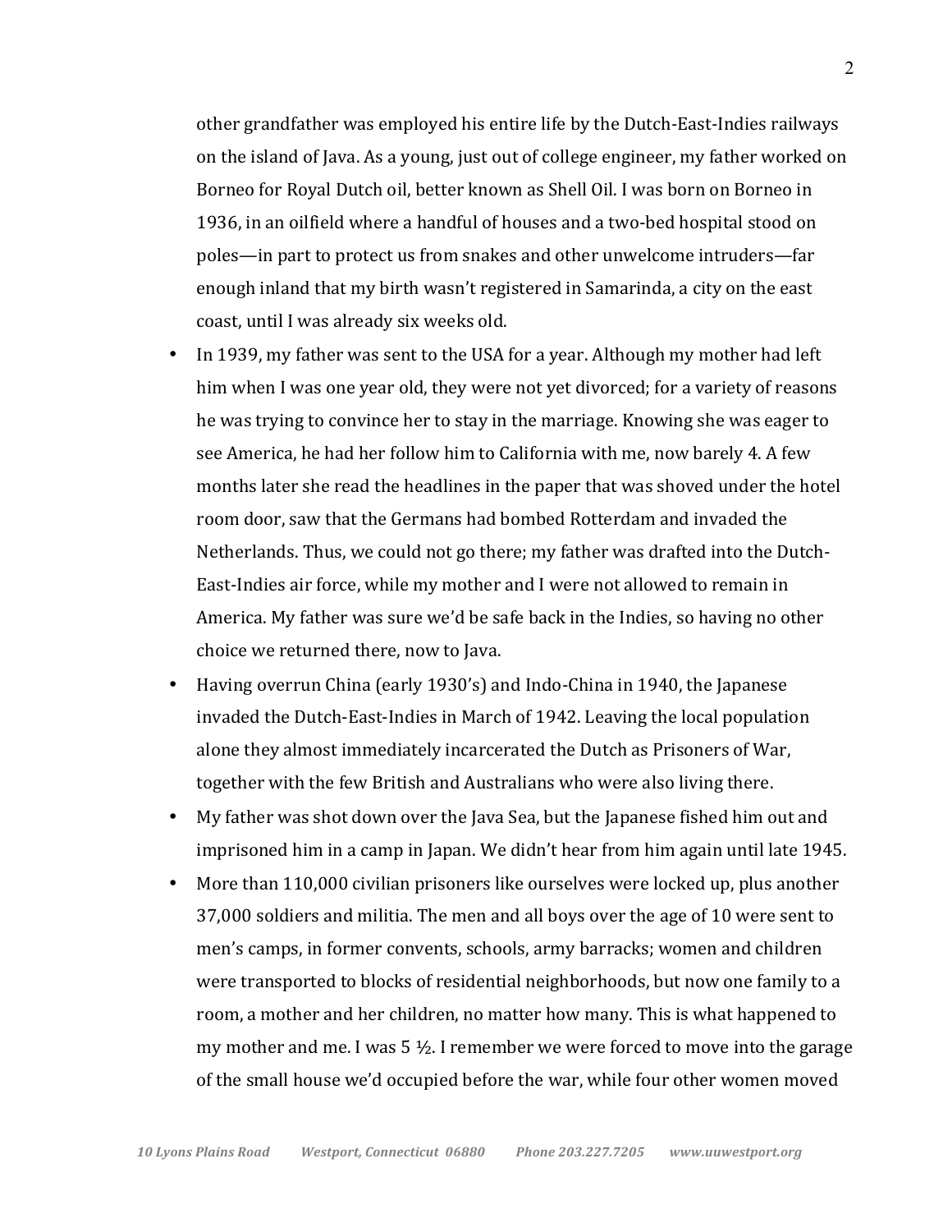other grandfather was employed his entire life by the Dutch-East-Indies railways on the island of Java. As a young, just out of college engineer, my father worked on Borneo for Royal Dutch oil, better known as Shell Oil. I was born on Borneo in 1936, in an oilfield where a handful of houses and a two-bed hospital stood on poles—in part to protect us from snakes and other unwelcome intruders—far enough inland that my birth wasn't registered in Samarinda, a city on the east coast, until I was already six weeks old.

- In 1939, my father was sent to the USA for a year. Although my mother had left him when I was one year old, they were not yet divorced; for a variety of reasons he was trying to convince her to stay in the marriage. Knowing she was eager to see America, he had her follow him to California with me, now barely 4. A few months later she read the headlines in the paper that was shoved under the hotel room door, saw that the Germans had bombed Rotterdam and invaded the Netherlands. Thus, we could not go there; my father was drafted into the Dutch-East-Indies air force, while my mother and I were not allowed to remain in America. My father was sure we'd be safe back in the Indies, so having no other choice we returned there, now to Java.
- Having overrun China (early 1930's) and Indo-China in 1940, the Japanese invaded the Dutch-East-Indies in March of 1942. Leaving the local population alone they almost immediately incarcerated the Dutch as Prisoners of War, together with the few British and Australians who were also living there.
- My father was shot down over the Java Sea, but the Japanese fished him out and imprisoned him in a camp in Japan. We didn't hear from him again until late 1945.
- More than 110,000 civilian prisoners like ourselves were locked up, plus another 37,000 soldiers and militia. The men and all boys over the age of 10 were sent to men's camps, in former convents, schools, army barracks; women and children were transported to blocks of residential neighborhoods, but now one family to a room, a mother and her children, no matter how many. This is what happened to my mother and me. I was 5 ½. I remember we were forced to move into the garage of the small house we'd occupied before the war, while four other women moved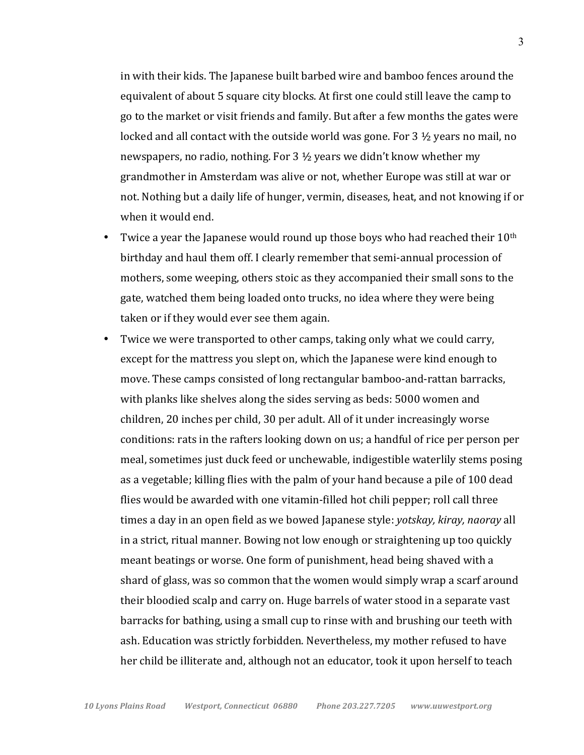in with their kids. The Japanese built barbed wire and bamboo fences around the equivalent of about 5 square city blocks. At first one could still leave the camp to go to the market or visit friends and family. But after a few months the gates were locked and all contact with the outside world was gone. For 3 ½ years no mail, no newspapers, no radio, nothing. For 3 ½ years we didn't know whether my grandmother in Amsterdam was alive or not, whether Europe was still at war or not. Nothing but a daily life of hunger, vermin, diseases, heat, and not knowing if or when it would end.

- Twice a year the Japanese would round up those boys who had reached their 10th birthday and haul them off. I clearly remember that semi-annual procession of mothers, some weeping, others stoic as they accompanied their small sons to the gate, watched them being loaded onto trucks, no idea where they were being taken or if they would ever see them again.
- Twice we were transported to other camps, taking only what we could carry, except for the mattress you slept on, which the Japanese were kind enough to move. These camps consisted of long rectangular bamboo-and-rattan barracks, with planks like shelves along the sides serving as beds: 5000 women and children, 20 inches per child, 30 per adult. All of it under increasingly worse conditions: rats in the rafters looking down on us; a handful of rice per person per meal, sometimes just duck feed or unchewable, indigestible waterlily stems posing as a vegetable; killing flies with the palm of your hand because a pile of 100 dead flies would be awarded with one vitamin-filled hot chili pepper; roll call three times a day in an open field as we bowed Japanese style: *yotskay, kiray, naoray* all in a strict, ritual manner. Bowing not low enough or straightening up too quickly meant beatings or worse. One form of punishment, head being shaved with a shard of glass, was so common that the women would simply wrap a scarf around their bloodied scalp and carry on. Huge barrels of water stood in a separate vast barracks for bathing, using a small cup to rinse with and brushing our teeth with ash. Education was strictly forbidden. Nevertheless, my mother refused to have her child be illiterate and, although not an educator, took it upon herself to teach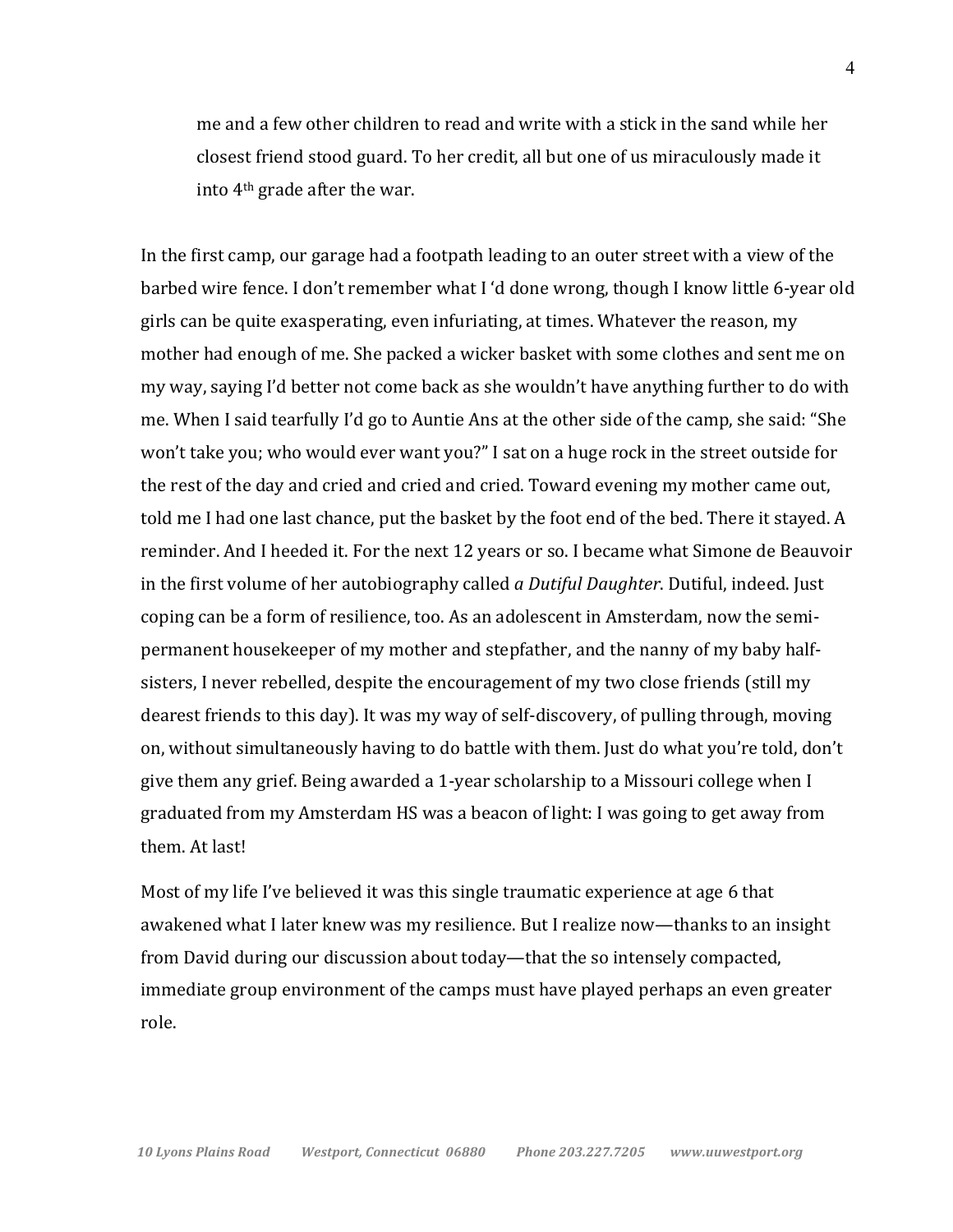> me and a few other children to read and write with a stick in the sand while her closest friend stood guard. To her credit, all but one of us miraculously made it into 4th grade after the war.

In the first camp, our garage had a footpath leading to an outer street with a view of the barbed wire fence. I don't remember what I 'd done wrong, though I know little 6-year old girls can be quite exasperating, even infuriating, at times. Whatever the reason, my mother had enough of me. She packed a wicker basket with some clothes and sent me on my way, saying I'd better not come back as she wouldn't have anything further to do with me. When I said tearfully I'd go to Auntie Ans at the other side of the camp, she said: "She won't take you; who would ever want you?" I sat on a huge rock in the street outside for the rest of the day and cried and cried and cried. Toward evening my mother came out, told me I had one last chance, put the basket by the foot end of the bed. There it stayed. A reminder. And I heeded it. For the next 12 years or so. I became what Simone de Beauvoir in the first volume of her autobiography called *a Dutiful Daughter*. Dutiful, indeed. Just coping can be a form of resilience, too. As an adolescent in Amsterdam, now the semi-permanent housekeeper of my mother and stepfather, and the nanny of my baby half-sisters, I never rebelled, despite the encouragement of my two close friends (still my dearest friends to this day). It was my way of self-discovery, of pulling through, moving on, without simultaneously having to do battle with them. Just do what you're told, don't give them any grief. Being awarded a 1-year scholarship to a Missouri college when I graduated from my Amsterdam HS was a beacon of light: I was going to get away from them. At last!

Most of my life I've believed it was this single traumatic experience at age 6 that awakened what I later knew was my resilience. But I realize now—thanks to an insight from David during our discussion about today—that the so intensely compacted, immediate group environment of the camps must have played perhaps an even greater role.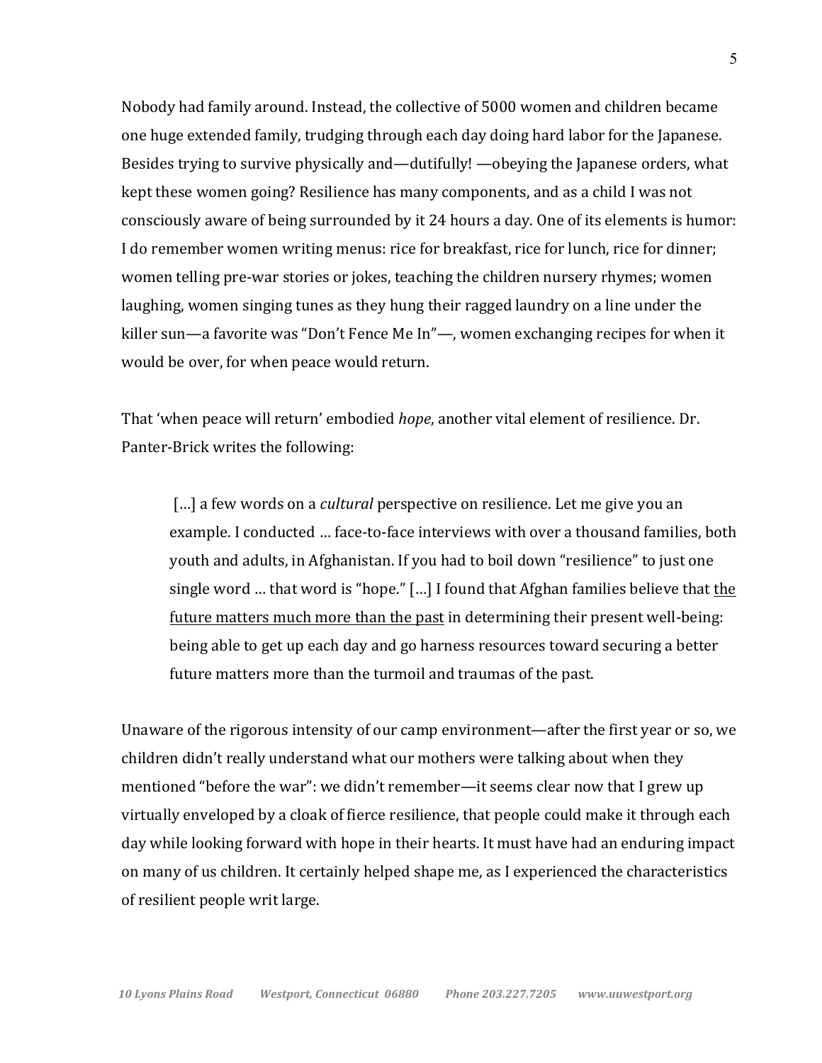Nobody had family around. Instead, the collective of 5000 women and children became one huge extended family, trudging through each day doing hard labor for the Japanese. Besides trying to survive physically and—dutifully! —obeying the Japanese orders, what kept these women going? Resilience has many components, and as a child I was not consciously aware of being surrounded by it 24 hours a day. One of its elements is humor: I do remember women writing menus: rice for breakfast, rice for lunch, rice for dinner; women telling pre-war stories or jokes, teaching the children nursery rhymes; women laughing, women singing tunes as they hung their ragged laundry on a line under the killer sun—a favorite was "Don't Fence Me In"—, women exchanging recipes for when it would be over, for when peace would return.

That 'when peace will return' embodied *hope*, another vital element of resilience. Dr. Panter-Brick writes the following:

> […] a few words on a *cultural* perspective on resilience. Let me give you an example. I conducted … face-to-face interviews with over a thousand families, both youth and adults, in Afghanistan. If you had to boil down "resilience" to just one single word … that word is "hope." […] I found that Afghan families believe that <u>the future matters much more than the past</u> in determining their present well-being: being able to get up each day and go harness resources toward securing a better future matters more than the turmoil and traumas of the past.

Unaware of the rigorous intensity of our camp environment—after the first year or so, we children didn't really understand what our mothers were talking about when they mentioned "before the war": we didn't remember—it seems clear now that I grew up virtually enveloped by a cloak of fierce resilience, that people could make it through each day while looking forward with hope in their hearts. It must have had an enduring impact on many of us children. It certainly helped shape me, as I experienced the characteristics of resilient people writ large.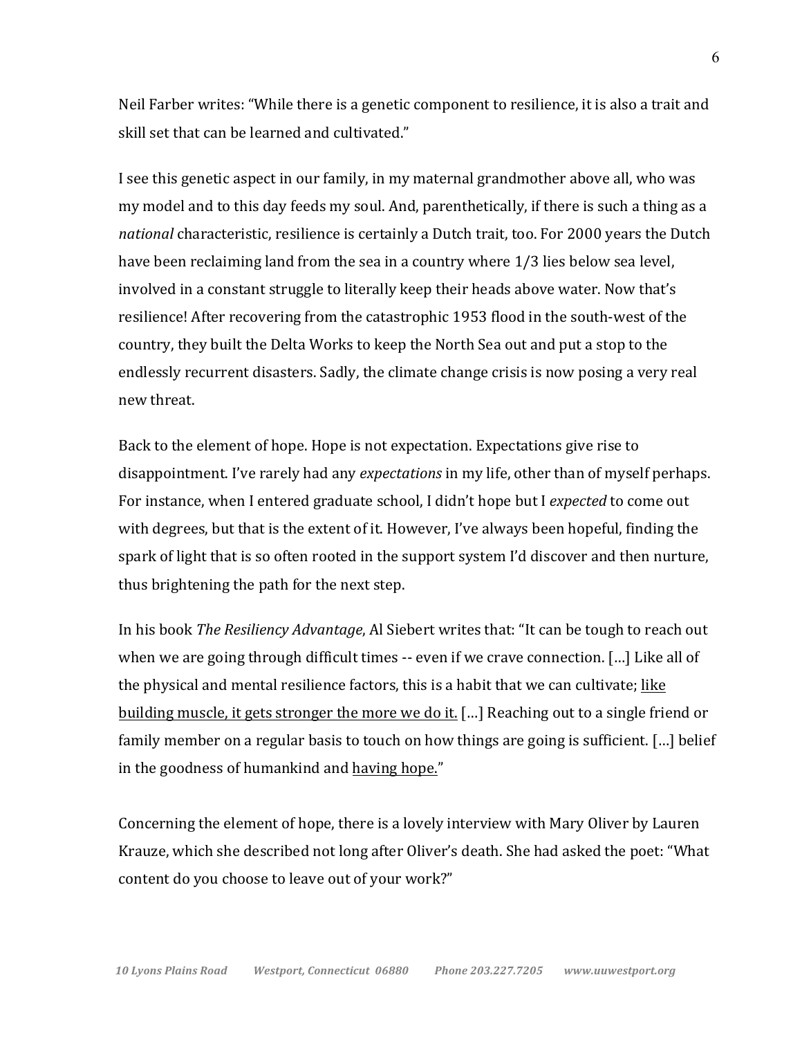Neil Farber writes: “While there is a genetic component to resilience, it is also a trait and skill set that can be learned and cultivated.”

I see this genetic aspect in our family, in my maternal grandmother above all, who was my model and to this day feeds my soul. And, parenthetically, if there is such a thing as a *national* characteristic, resilience is certainly a Dutch trait, too. For 2000 years the Dutch have been reclaiming land from the sea in a country where 1/3 lies below sea level, involved in a constant struggle to literally keep their heads above water. Now that’s resilience! After recovering from the catastrophic 1953 flood in the south-west of the country, they built the Delta Works to keep the North Sea out and put a stop to the endlessly recurrent disasters. Sadly, the climate change crisis is now posing a very real new threat.

Back to the element of hope. Hope is not expectation. Expectations give rise to disappointment. I’ve rarely had any *expectations* in my life, other than of myself perhaps. For instance, when I entered graduate school, I didn’t hope but I *expected* to come out with degrees, but that is the extent of it. However, I’ve always been hopeful, finding the spark of light that is so often rooted in the support system I’d discover and then nurture, thus brightening the path for the next step.

In his book *The Resiliency Advantage*, Al Siebert writes that: “It can be tough to reach out when we are going through difficult times -- even if we crave connection. […] Like all of the physical and mental resilience factors, this is a habit that we can cultivate; <u>like building muscle, it gets stronger the more we do it.</u> […] Reaching out to a single friend or family member on a regular basis to touch on how things are going is sufficient. […] belief in the goodness of humankind and <u>having hope.</u>”

Concerning the element of hope, there is a lovely interview with Mary Oliver by Lauren Krauze, which she described not long after Oliver’s death. She had asked the poet: “What content do you choose to leave out of your work?”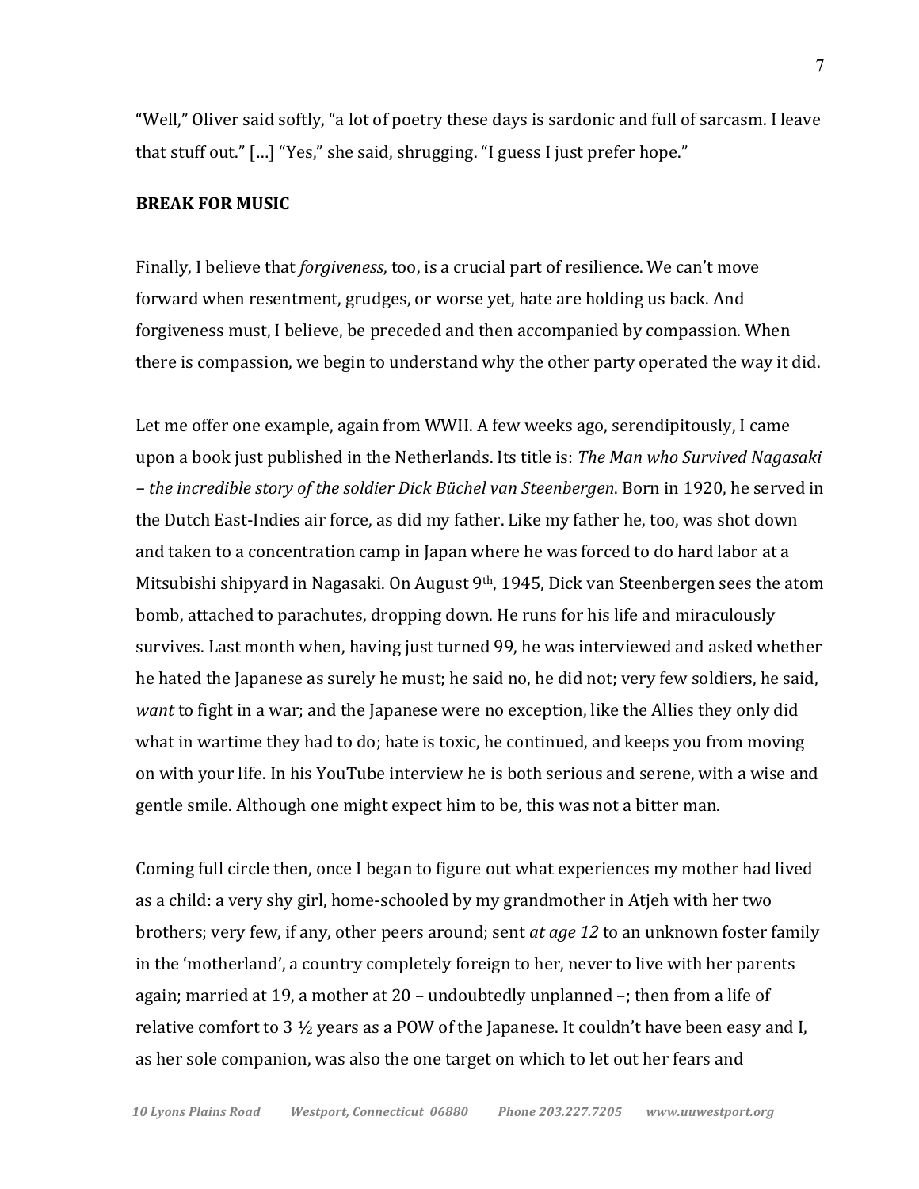"Well," Oliver said softly, "a lot of poetry these days is sardonic and full of sarcasm. I leave that stuff out." […] "Yes," she said, shrugging. "I guess I just prefer hope."

**BREAK FOR MUSIC**

Finally, I believe that *forgiveness*, too, is a crucial part of resilience. We can't move forward when resentment, grudges, or worse yet, hate are holding us back. And forgiveness must, I believe, be preceded and then accompanied by compassion. When there is compassion, we begin to understand why the other party operated the way it did.

Let me offer one example, again from WWII. A few weeks ago, serendipitously, I came upon a book just published in the Netherlands. Its title is: *The Man who Survived Nagasaki – the incredible story of the soldier Dick Büchel van Steenbergen*. Born in 1920, he served in the Dutch East-Indies air force, as did my father. Like my father he, too, was shot down and taken to a concentration camp in Japan where he was forced to do hard labor at a Mitsubishi shipyard in Nagasaki. On August 9th, 1945, Dick van Steenbergen sees the atom bomb, attached to parachutes, dropping down. He runs for his life and miraculously survives. Last month when, having just turned 99, he was interviewed and asked whether he hated the Japanese as surely he must; he said no, he did not; very few soldiers, he said, *want* to fight in a war; and the Japanese were no exception, like the Allies they only did what in wartime they had to do; hate is toxic, he continued, and keeps you from moving on with your life. In his YouTube interview he is both serious and serene, with a wise and gentle smile. Although one might expect him to be, this was not a bitter man.

Coming full circle then, once I began to figure out what experiences my mother had lived as a child: a very shy girl, home-schooled by my grandmother in Atjeh with her two brothers; very few, if any, other peers around; sent *at age 12* to an unknown foster family in the 'motherland', a country completely foreign to her, never to live with her parents again; married at 19, a mother at 20 – undoubtedly unplanned –; then from a life of relative comfort to 3 ½ years as a POW of the Japanese. It couldn't have been easy and I, as her sole companion, was also the one target on which to let out her fears and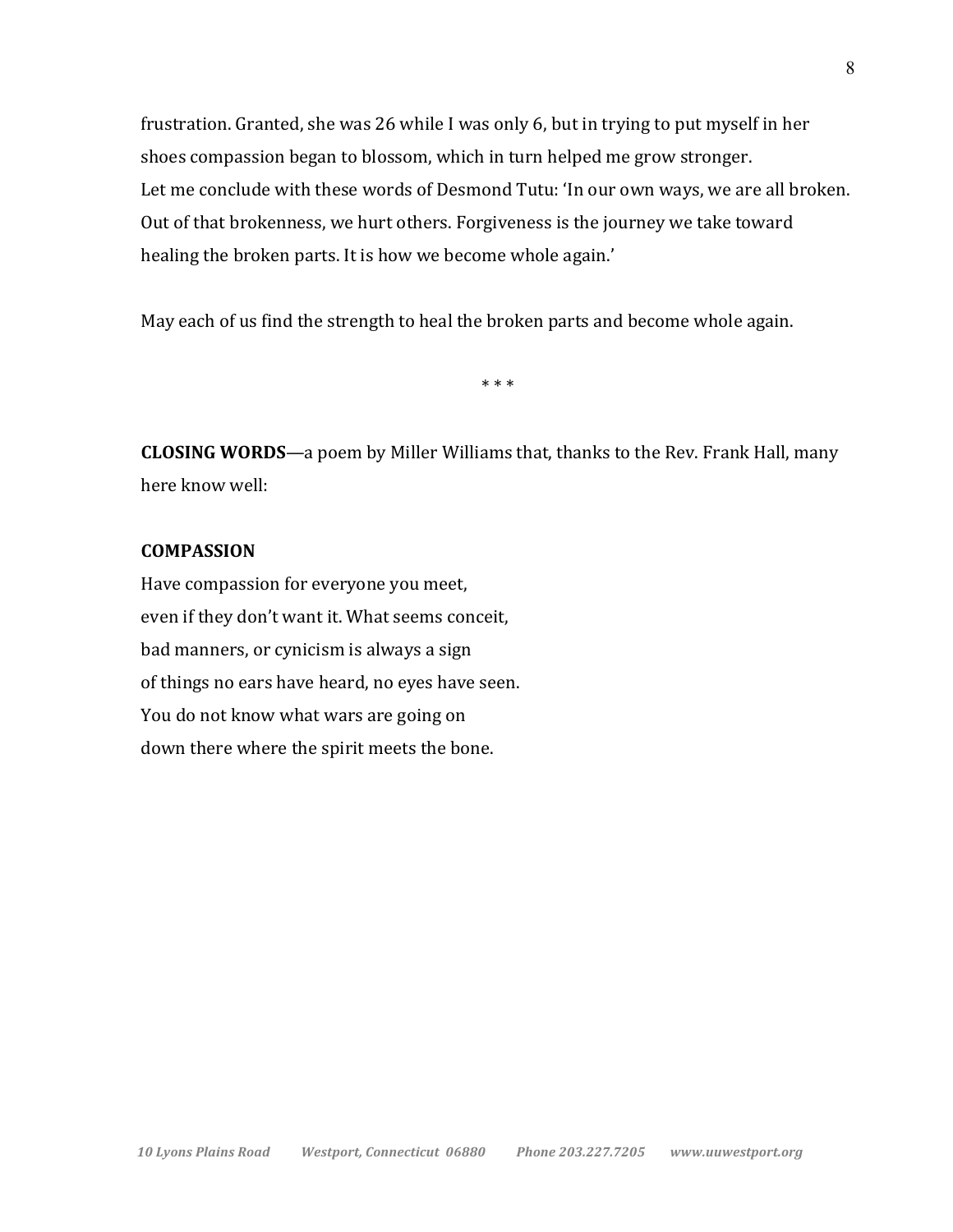frustration. Granted, she was 26 while I was only 6, but in trying to put myself in her shoes compassion began to blossom, which in turn helped me grow stronger.
Let me conclude with these words of Desmond Tutu: 'In our own ways, we are all broken. Out of that brokenness, we hurt others. Forgiveness is the journey we take toward healing the broken parts. It is how we become whole again.'

May each of us find the strength to heal the broken parts and become whole again.

* * *

**CLOSING WORDS**—a poem by Miller Williams that, thanks to the Rev. Frank Hall, many here know well:

**COMPASSION**

Have compassion for everyone you meet,
even if they don't want it. What seems conceit,
bad manners, or cynicism is always a sign
of things no ears have heard, no eyes have seen.
You do not know what wars are going on
down there where the spirit meets the bone.